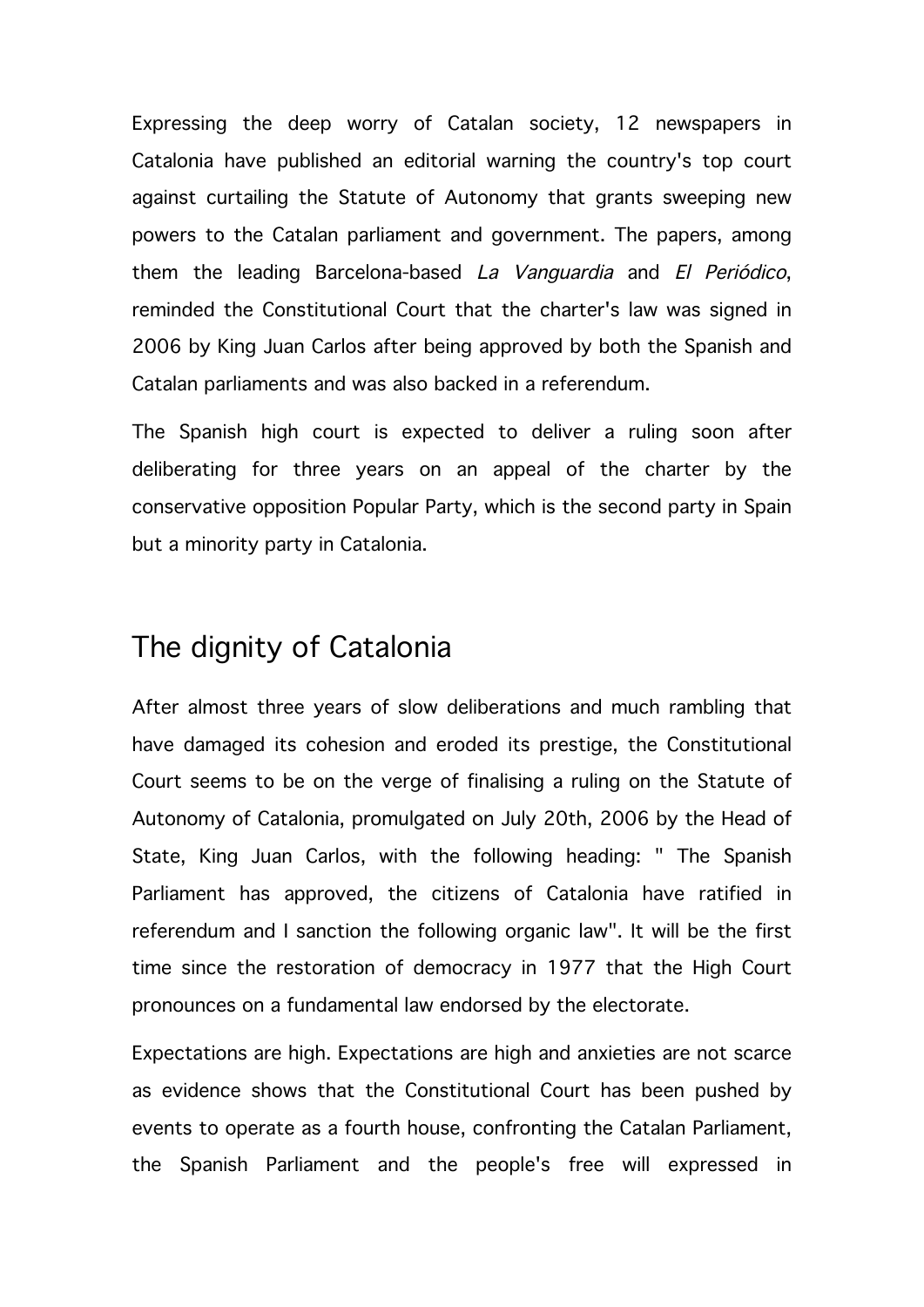Expressing the deep worry of Catalan society, 12 newspapers in Catalonia have published an editorial warning the country's top court against curtailing the Statute of Autonomy that grants sweeping new powers to the Catalan parliament and government. The papers, among them the leading Barcelona-based *La Vanguardia* and *El Periódico*, reminded the Constitutional Court that the charter's law was signed in 2006 by King Juan Carlos after being approved by both the Spanish and Catalan parliaments and was also backed in a referendum.

The Spanish high court is expected to deliver a ruling soon after deliberating for three years on an appeal of the charter by the conservative opposition Popular Party, which is the second party in Spain but a minority party in Catalonia.

## The dignity of Catalonia

After almost three years of slow deliberations and much rambling that have damaged its cohesion and eroded its prestige, the Constitutional Court seems to be on the verge of finalising a ruling on the Statute of Autonomy of Catalonia, promulgated on July 20th, 2006 by the Head of State, King Juan Carlos, with the following heading: " The Spanish Parliament has approved, the citizens of Catalonia have ratified in referendum and I sanction the following organic law". It will be the first time since the restoration of democracy in 1977 that the High Court pronounces on a fundamental law endorsed by the electorate.

Expectations are high. Expectations are high and anxieties are not scarce as evidence shows that the Constitutional Court has been pushed by events to operate as a fourth house, confronting the Catalan Parliament, the Spanish Parliament and the people's free will expressed in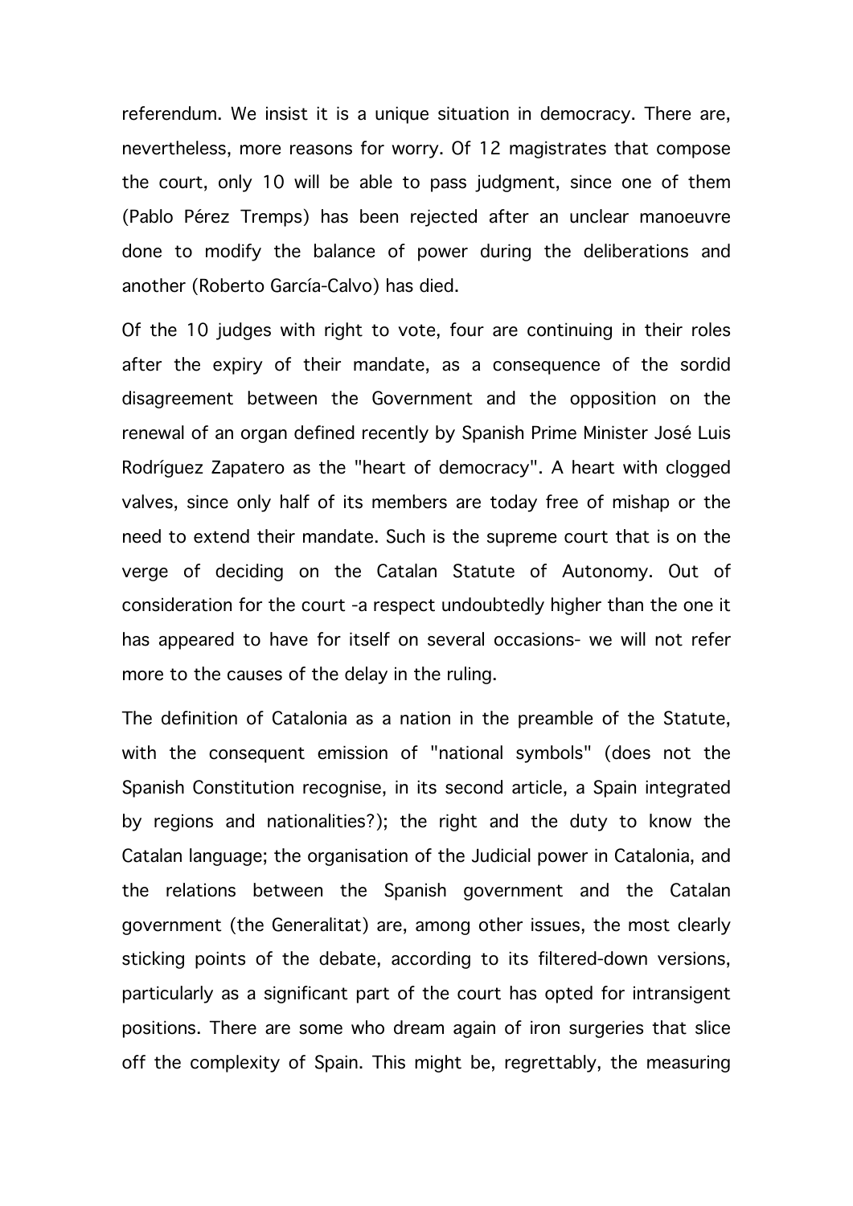referendum. We insist it is a unique situation in democracy. There are, nevertheless, more reasons for worry. Of 12 magistrates that compose the court, only 10 will be able to pass judgment, since one of them (Pablo Pérez Tremps) has been rejected after an unclear manoeuvre done to modify the balance of power during the deliberations and another (Roberto García-Calvo) has died.

Of the 10 judges with right to vote, four are continuing in their roles after the expiry of their mandate, as a consequence of the sordid disagreement between the Government and the opposition on the renewal of an organ defined recently by Spanish Prime Minister José Luis Rodríguez Zapatero as the "heart of democracy". A heart with clogged valves, since only half of its members are today free of mishap or the need to extend their mandate. Such is the supreme court that is on the verge of deciding on the Catalan Statute of Autonomy. Out of consideration for the court -a respect undoubtedly higher than the one it has appeared to have for itself on several occasions- we will not refer more to the causes of the delay in the ruling.

The definition of Catalonia as a nation in the preamble of the Statute, with the consequent emission of "national symbols" (does not the Spanish Constitution recognise, in its second article, a Spain integrated by regions and nationalities?); the right and the duty to know the Catalan language; the organisation of the Judicial power in Catalonia, and the relations between the Spanish government and the Catalan government (the Generalitat) are, among other issues, the most clearly sticking points of the debate, according to its filtered-down versions, particularly as a significant part of the court has opted for intransigent positions. There are some who dream again of iron surgeries that slice off the complexity of Spain. This might be, regrettably, the measuring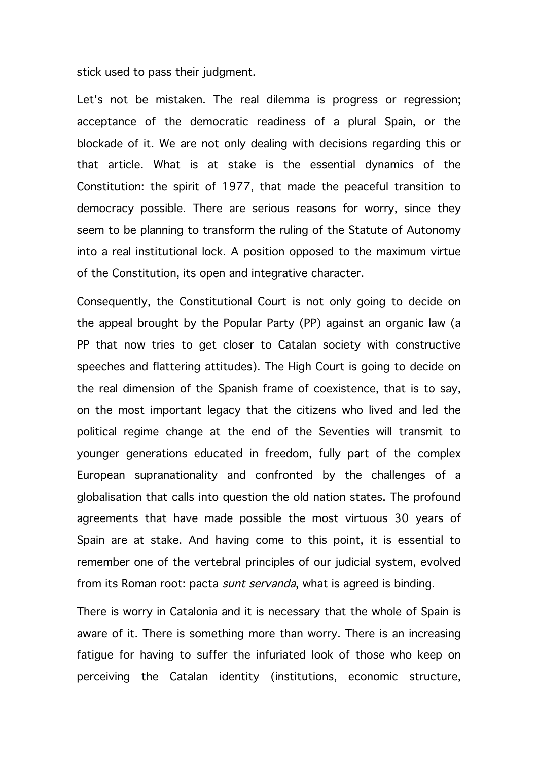stick used to pass their judgment.

Let's not be mistaken. The real dilemma is progress or regression; acceptance of the democratic readiness of a plural Spain, or the blockade of it. We are not only dealing with decisions regarding this or that article. What is at stake is the essential dynamics of the Constitution: the spirit of 1977, that made the peaceful transition to democracy possible. There are serious reasons for worry, since they seem to be planning to transform the ruling of the Statute of Autonomy into a real institutional lock. A position opposed to the maximum virtue of the Constitution, its open and integrative character.

Consequently, the Constitutional Court is not only going to decide on the appeal brought by the Popular Party (PP) against an organic law (a PP that now tries to get closer to Catalan society with constructive speeches and flattering attitudes). The High Court is going to decide on the real dimension of the Spanish frame of coexistence, that is to say, on the most important legacy that the citizens who lived and led the political regime change at the end of the Seventies will transmit to younger generations educated in freedom, fully part of the complex European supranationality and confronted by the challenges of a globalisation that calls into question the old nation states. The profound agreements that have made possible the most virtuous 30 years of Spain are at stake. And having come to this point, it is essential to remember one of the vertebral principles of our judicial system, evolved from its Roman root: pacta *sunt servanda*, what is agreed is binding.

There is worry in Catalonia and it is necessary that the whole of Spain is aware of it. There is something more than worry. There is an increasing fatigue for having to suffer the infuriated look of those who keep on perceiving the Catalan identity (institutions, economic structure,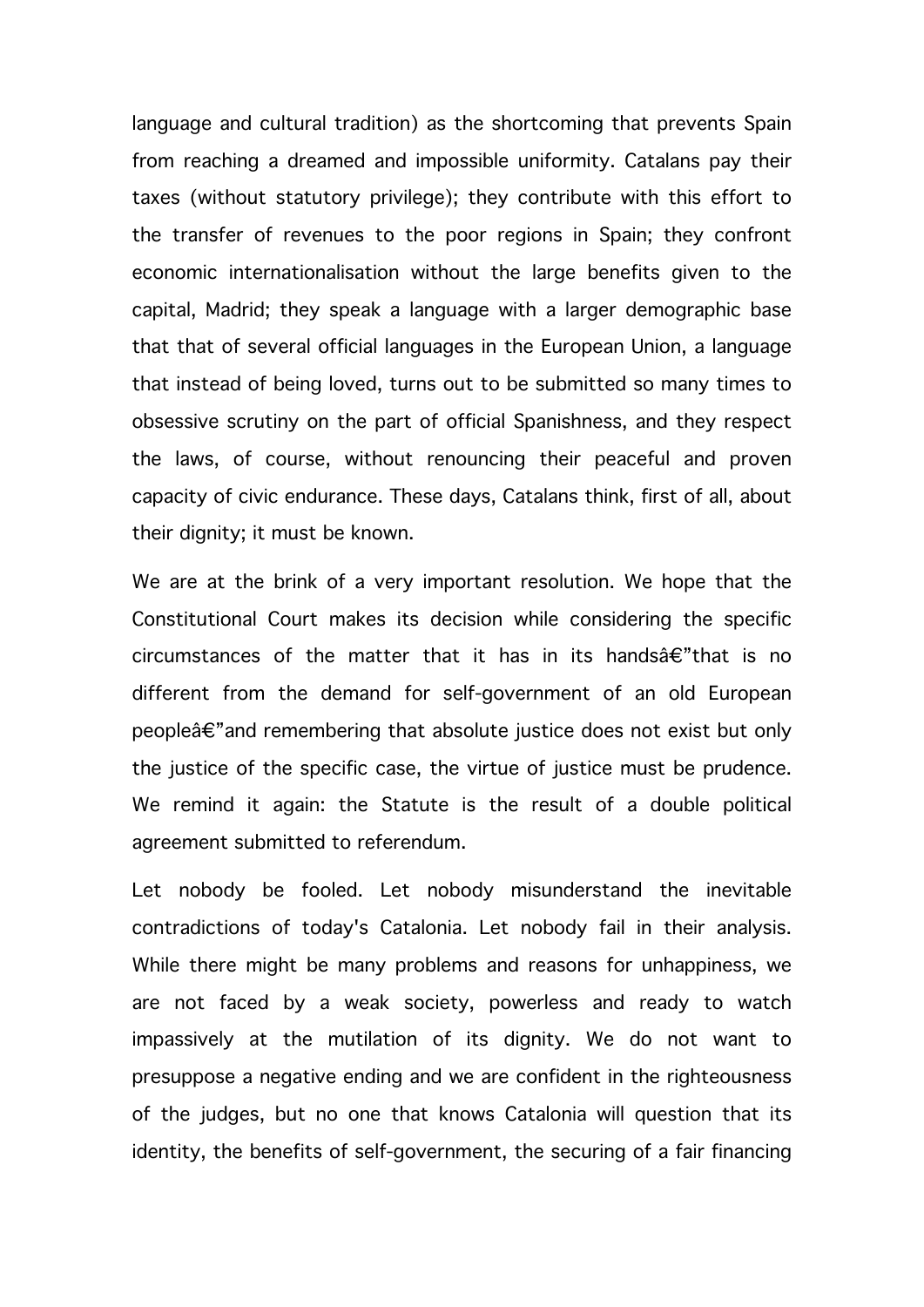language and cultural tradition) as the shortcoming that prevents Spain from reaching a dreamed and impossible uniformity. Catalans pay their taxes (without statutory privilege); they contribute with this effort to the transfer of revenues to the poor regions in Spain; they confront economic internationalisation without the large benefits given to the capital, Madrid; they speak a language with a larger demographic base that that of several official languages in the European Union, a language that instead of being loved, turns out to be submitted so many times to obsessive scrutiny on the part of official Spanishness, and they respect the laws, of course, without renouncing their peaceful and proven capacity of civic endurance. These days, Catalans think, first of all, about their dignity; it must be known.

We are at the brink of a very important resolution. We hope that the Constitutional Court makes its decision while considering the specific circumstances of the matter that it has in its handsâ€"that is no different from the demand for self-government of an old European peopleâ€"and remembering that absolute justice does not exist but only the justice of the specific case, the virtue of justice must be prudence. We remind it again: the Statute is the result of a double political agreement submitted to referendum.

Let nobody be fooled. Let nobody misunderstand the inevitable contradictions of today's Catalonia. Let nobody fail in their analysis. While there might be many problems and reasons for unhappiness, we are not faced by a weak society, powerless and ready to watch impassively at the mutilation of its dignity. We do not want to presuppose a negative ending and we are confident in the righteousness of the judges, but no one that knows Catalonia will question that its identity, the benefits of self-government, the securing of a fair financing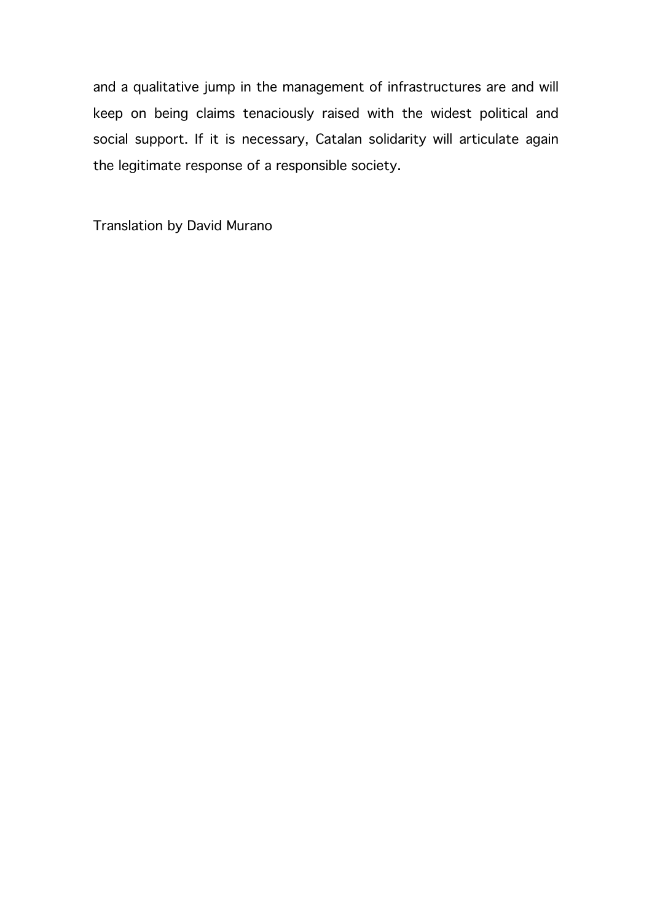and a qualitative jump in the management of infrastructures are and will keep on being claims tenaciously raised with the widest political and social support. If it is necessary, Catalan solidarity will articulate again the legitimate response of a responsible society.

Translation by David Murano